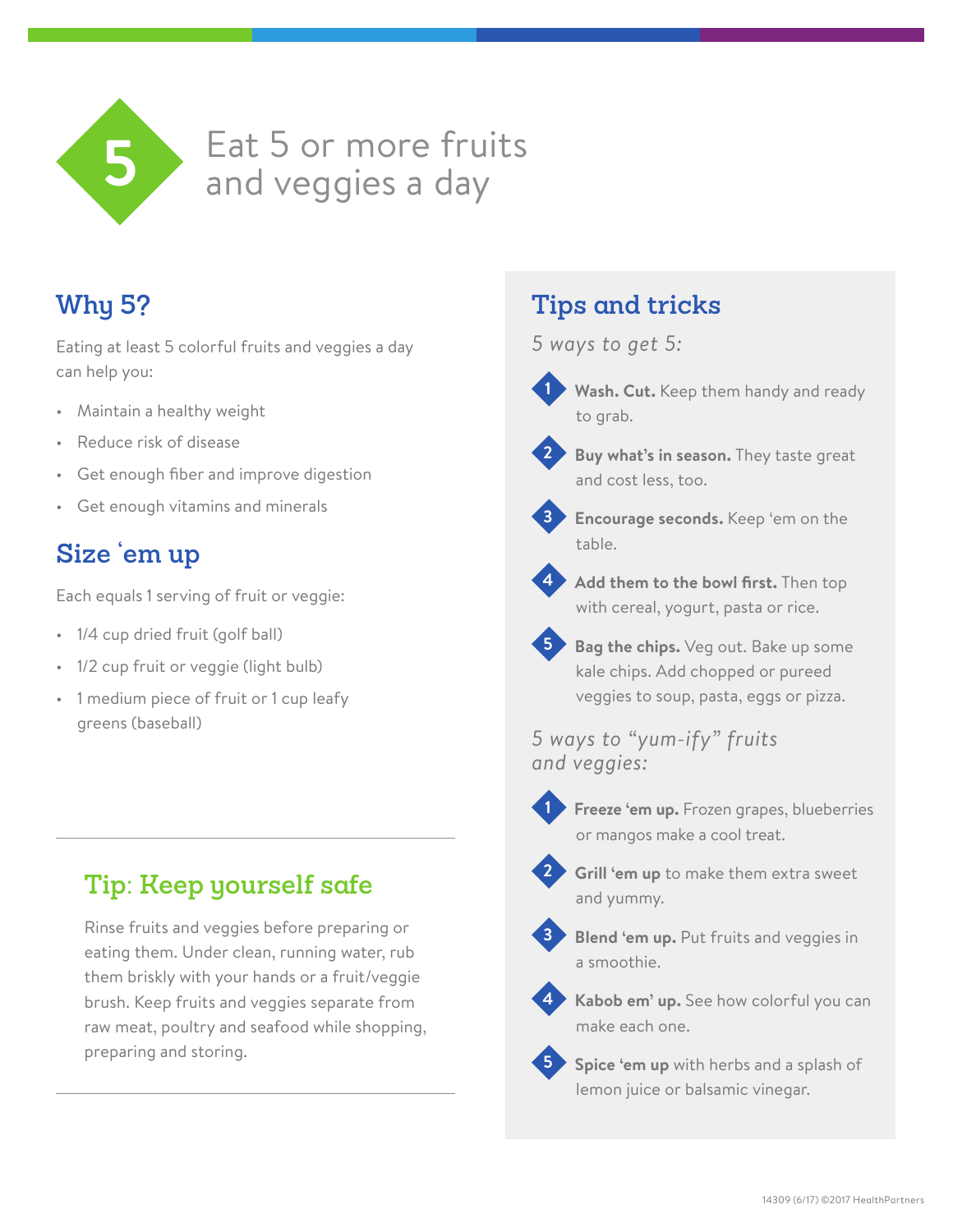# 5 Eat 5 or more fruits and veggies a day

## Why 5?

Eating at least 5 colorful fruits and veggies a day can help you:

- Maintain a healthy weight
- Reduce risk of disease
- Get enough fiber and improve digestion
- Get enough vitamins and minerals

## Size 'em up

Each equals 1 serving of fruit or veggie:

- 1/4 cup dried fruit (golf ball)
- 1/2 cup fruit or veggie (light bulb)
- 1 medium piece of fruit or 1 cup leafy greens (baseball)

## Tip: Keep yourself safe

Rinse fruits and veggies before preparing or eating them. Under clean, running water, rub them briskly with your hands or a fruit/veggie brush. Keep fruits and veggies separate from raw meat, poultry and seafood while shopping, preparing and storing.

## Tips and tricks

*5 ways to get 5:*

1. **Wash. Cut.** Keep them handy and ready to grab.
2. **Buy what's in season.** They taste great and cost less, too.
3. **Encourage seconds.** Keep 'em on the table.
4. **Add them to the bowl first.** Then top with cereal, yogurt, pasta or rice.
5. **Bag the chips.** Veg out. Bake up some kale chips. Add chopped or pureed veggies to soup, pasta, eggs or pizza.

*5 ways to "yum-ify" fruits and veggies:*

1. **Freeze 'em up.** Frozen grapes, blueberries or mangos make a cool treat.
2. **Grill 'em up** to make them extra sweet and yummy.
3. **Blend 'em up.** Put fruits and veggies in a smoothie.
4. **Kabob em' up.** See how colorful you can make each one.
5. **Spice 'em up** with herbs and a splash of lemon juice or balsamic vinegar.

14309 (6/17) ©2017 HealthPartners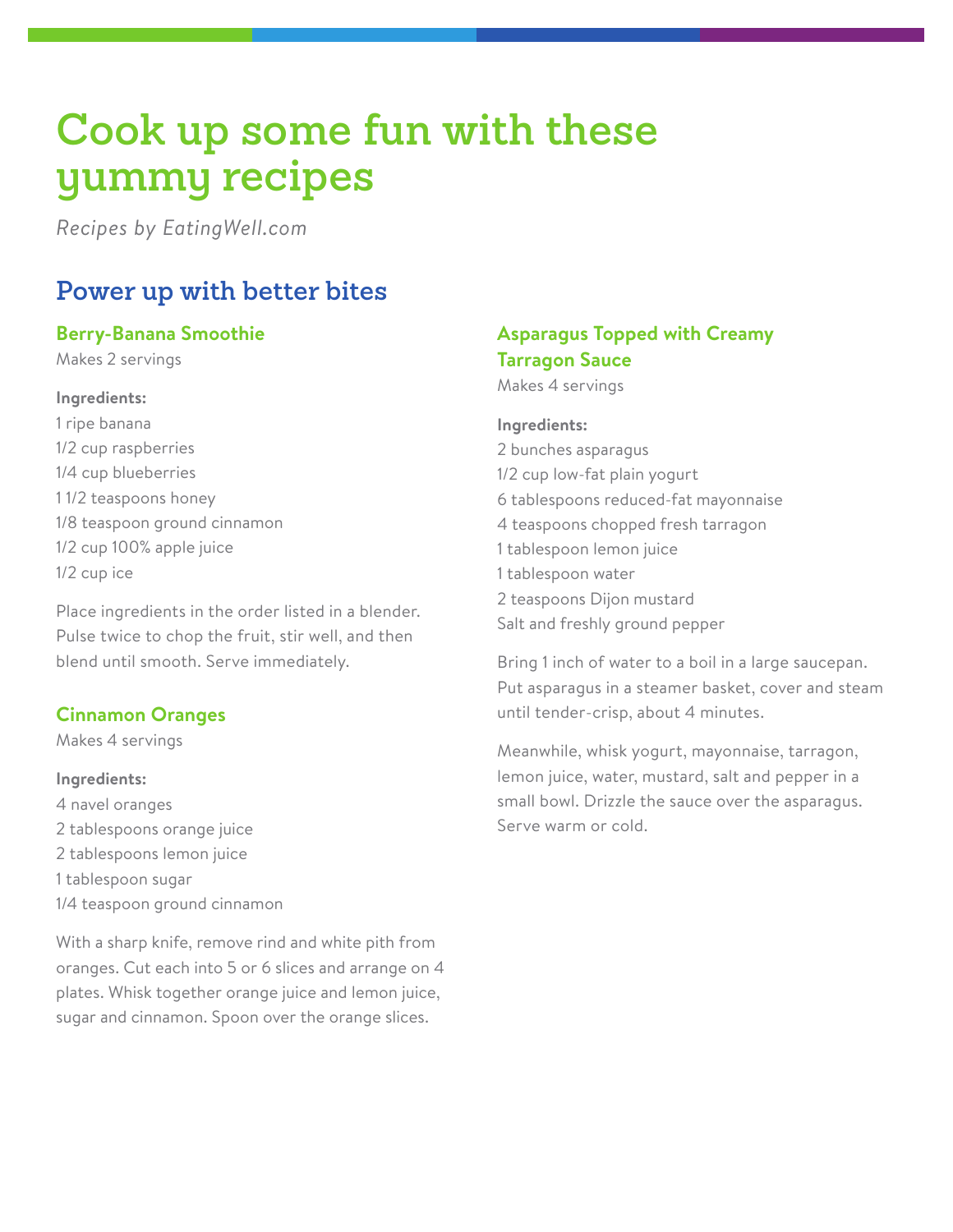# Cook up some fun with these yummy recipes

*Recipes by EatingWell.com*

## Power up with better bites

### Berry-Banana Smoothie

Makes 2 servings

**Ingredients:**

1 ripe banana
1/2 cup raspberries
1/4 cup blueberries
1 1/2 teaspoons honey
1/8 teaspoon ground cinnamon
1/2 cup 100% apple juice
1/2 cup ice

Place ingredients in the order listed in a blender. Pulse twice to chop the fruit, stir well, and then blend until smooth. Serve immediately.

### Cinnamon Oranges

Makes 4 servings

**Ingredients:**

4 navel oranges
2 tablespoons orange juice
2 tablespoons lemon juice
1 tablespoon sugar
1/4 teaspoon ground cinnamon

With a sharp knife, remove rind and white pith from oranges. Cut each into 5 or 6 slices and arrange on 4 plates. Whisk together orange juice and lemon juice, sugar and cinnamon. Spoon over the orange slices.

### Asparagus Topped with Creamy Tarragon Sauce

Makes 4 servings

**Ingredients:**

2 bunches asparagus
1/2 cup low-fat plain yogurt
6 tablespoons reduced-fat mayonnaise
4 teaspoons chopped fresh tarragon
1 tablespoon lemon juice
1 tablespoon water
2 teaspoons Dijon mustard
Salt and freshly ground pepper

Bring 1 inch of water to a boil in a large saucepan. Put asparagus in a steamer basket, cover and steam until tender-crisp, about 4 minutes.

Meanwhile, whisk yogurt, mayonnaise, tarragon, lemon juice, water, mustard, salt and pepper in a small bowl. Drizzle the sauce over the asparagus. Serve warm or cold.